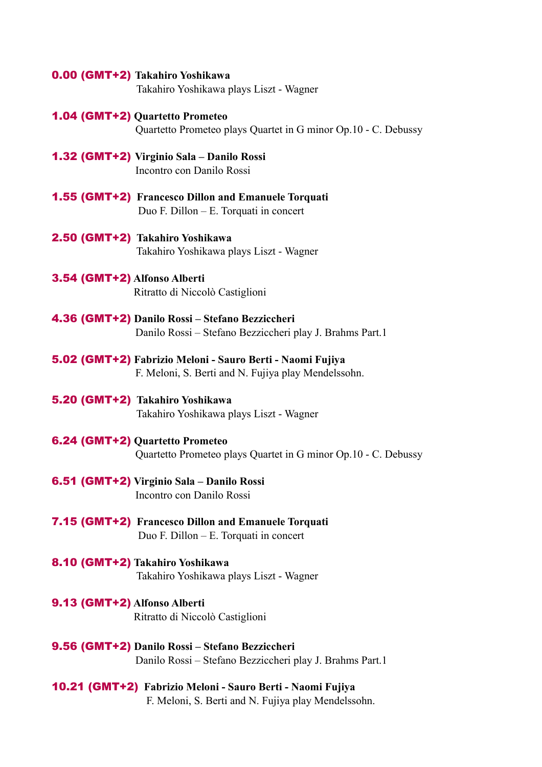**0.00 (GMT+2) Takahiro Yoshikawa**
Takahiro Yoshikawa plays Liszt - Wagner

**1.04 (GMT+2) Quartetto Prometeo**
Quartetto Prometeo plays Quartet in G minor Op.10 - C. Debussy

**1.32 (GMT+2) Virginio Sala – Danilo Rossi**
Incontro con Danilo Rossi

**1.55 (GMT+2) Francesco Dillon and Emanuele Torquati**
Duo F. Dillon – E. Torquati in concert

**2.50 (GMT+2) Takahiro Yoshikawa**
Takahiro Yoshikawa plays Liszt - Wagner

**3.54 (GMT+2) Alfonso Alberti**
Ritratto di Niccolò Castiglioni

**4.36 (GMT+2) Danilo Rossi – Stefano Bezziccheri**
Danilo Rossi – Stefano Bezziccheri play J. Brahms Part.1

**5.02 (GMT+2) Fabrizio Meloni - Sauro Berti - Naomi Fujiya**
F. Meloni, S. Berti and N. Fujiya play Mendelssohn.

**5.20 (GMT+2) Takahiro Yoshikawa**
Takahiro Yoshikawa plays Liszt - Wagner

**6.24 (GMT+2) Quartetto Prometeo**
Quartetto Prometeo plays Quartet in G minor Op.10 - C. Debussy

**6.51 (GMT+2) Virginio Sala – Danilo Rossi**
Incontro con Danilo Rossi

**7.15 (GMT+2) Francesco Dillon and Emanuele Torquati**
Duo F. Dillon – E. Torquati in concert

**8.10 (GMT+2) Takahiro Yoshikawa**
Takahiro Yoshikawa plays Liszt - Wagner

**9.13 (GMT+2) Alfonso Alberti**
Ritratto di Niccolò Castiglioni

**9.56 (GMT+2) Danilo Rossi – Stefano Bezziccheri**
Danilo Rossi – Stefano Bezziccheri play J. Brahms Part.1

**10.21 (GMT+2) Fabrizio Meloni - Sauro Berti - Naomi Fujiya**
F. Meloni, S. Berti and N. Fujiya play Mendelssohn.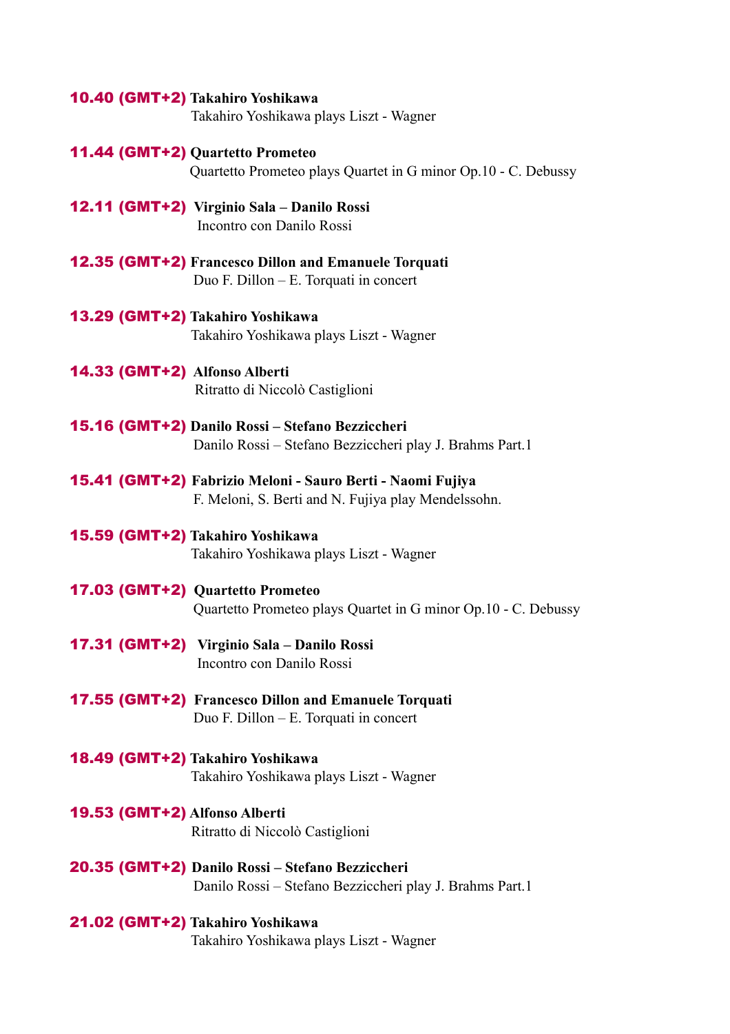**10.40 (GMT+2)** **Takahiro Yoshikawa**
Takahiro Yoshikawa plays Liszt - Wagner

**11.44 (GMT+2)** **Quartetto Prometeo**
Quartetto Prometeo plays Quartet in G minor Op.10 - C. Debussy

**12.11 (GMT+2)** **Virginio Sala – Danilo Rossi**
Incontro con Danilo Rossi

**12.35 (GMT+2)** **Francesco Dillon and Emanuele Torquati**
Duo F. Dillon – E. Torquati in concert

**13.29 (GMT+2)** **Takahiro Yoshikawa**
Takahiro Yoshikawa plays Liszt - Wagner

**14.33 (GMT+2)** **Alfonso Alberti**
Ritratto di Niccolò Castiglioni

**15.16 (GMT+2)** **Danilo Rossi – Stefano Bezziccheri**
Danilo Rossi – Stefano Bezziccheri play J. Brahms Part.1

**15.41 (GMT+2)** **Fabrizio Meloni - Sauro Berti - Naomi Fujiya**
F. Meloni, S. Berti and N. Fujiya play Mendelssohn.

**15.59 (GMT+2)** **Takahiro Yoshikawa**
Takahiro Yoshikawa plays Liszt - Wagner

**17.03 (GMT+2)** **Quartetto Prometeo**
Quartetto Prometeo plays Quartet in G minor Op.10 - C. Debussy

**17.31 (GMT+2)** **Virginio Sala – Danilo Rossi**
Incontro con Danilo Rossi

**17.55 (GMT+2)** **Francesco Dillon and Emanuele Torquati**
Duo F. Dillon – E. Torquati in concert

**18.49 (GMT+2)** **Takahiro Yoshikawa**
Takahiro Yoshikawa plays Liszt - Wagner

**19.53 (GMT+2)** **Alfonso Alberti**
Ritratto di Niccolò Castiglioni

**20.35 (GMT+2)** **Danilo Rossi – Stefano Bezziccheri**
Danilo Rossi – Stefano Bezziccheri play J. Brahms Part.1

**21.02 (GMT+2)** **Takahiro Yoshikawa**
Takahiro Yoshikawa plays Liszt - Wagner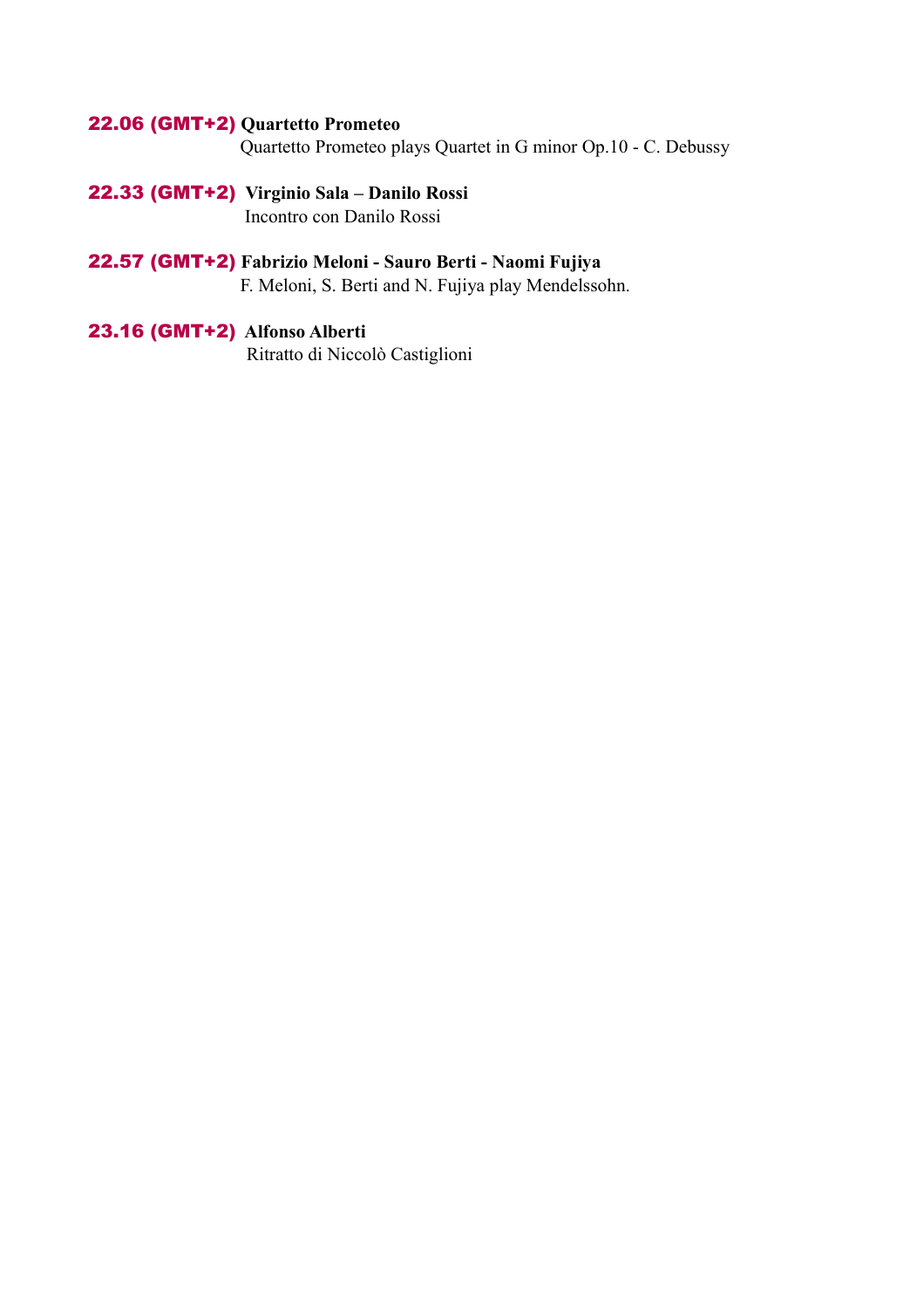**22.06 (GMT+2)** **Quartetto Prometeo**
Quartetto Prometeo plays Quartet in G minor Op.10 - C. Debussy

**22.33 (GMT+2)** **Virginio Sala – Danilo Rossi**
Incontro con Danilo Rossi

**22.57 (GMT+2)** **Fabrizio Meloni - Sauro Berti - Naomi Fujiya**
F. Meloni, S. Berti and N. Fujiya play Mendelssohn.

**23.16 (GMT+2)** **Alfonso Alberti**
Ritratto di Niccolò Castiglioni